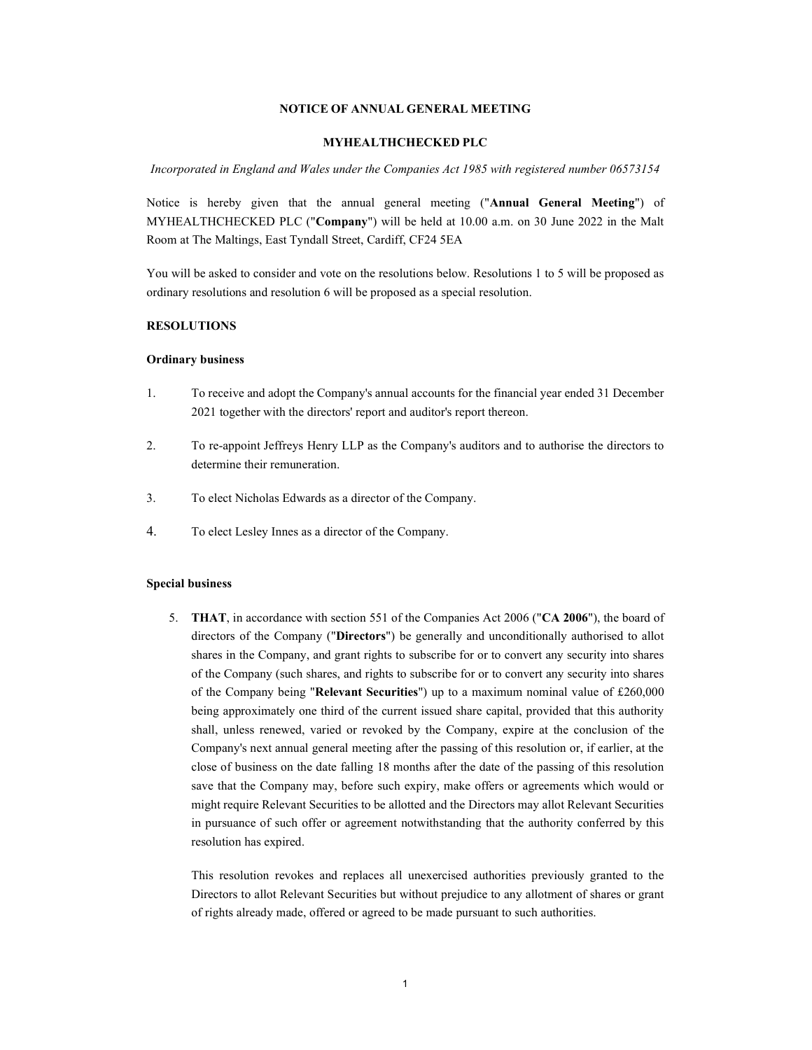# NOTICE OF ANNUAL GENERAL MEETING

## MYHEALTHCHECKED PLC

*Incorporated in England and Wales under the Companies Act 1985 with registered number 06573154*

Notice is hereby given that the annual general meeting ("**Annual General Meeting**") of MYHEALTHCHECKED PLC ("**Company**") will be held at 10.00 a.m. on 30 June 2022 in the Malt Room at The Maltings, East Tyndall Street, Cardiff, CF24 5EA

You will be asked to consider and vote on the resolutions below. Resolutions 1 to 5 will be proposed as ordinary resolutions and resolution 6 will be proposed as a special resolution.

### RESOLUTIONS

#### Ordinary business

1. To receive and adopt the Company's annual accounts for the financial year ended 31 December 2021 together with the directors' report and auditor's report thereon.

2. To re-appoint Jeffreys Henry LLP as the Company's auditors and to authorise the directors to determine their remuneration.

3. To elect Nicholas Edwards as a director of the Company.

4. To elect Lesley Innes as a director of the Company.

#### Special business

5. **THAT**, in accordance with section 551 of the Companies Act 2006 ("**CA 2006**"), the board of directors of the Company ("**Directors**") be generally and unconditionally authorised to allot shares in the Company, and grant rights to subscribe for or to convert any security into shares of the Company (such shares, and rights to subscribe for or to convert any security into shares of the Company being "**Relevant Securities**") up to a maximum nominal value of £260,000 being approximately one third of the current issued share capital, provided that this authority shall, unless renewed, varied or revoked by the Company, expire at the conclusion of the Company's next annual general meeting after the passing of this resolution or, if earlier, at the close of business on the date falling 18 months after the date of the passing of this resolution save that the Company may, before such expiry, make offers or agreements which would or might require Relevant Securities to be allotted and the Directors may allot Relevant Securities in pursuance of such offer or agreement notwithstanding that the authority conferred by this resolution has expired.

   This resolution revokes and replaces all unexercised authorities previously granted to the Directors to allot Relevant Securities but without prejudice to any allotment of shares or grant of rights already made, offered or agreed to be made pursuant to such authorities.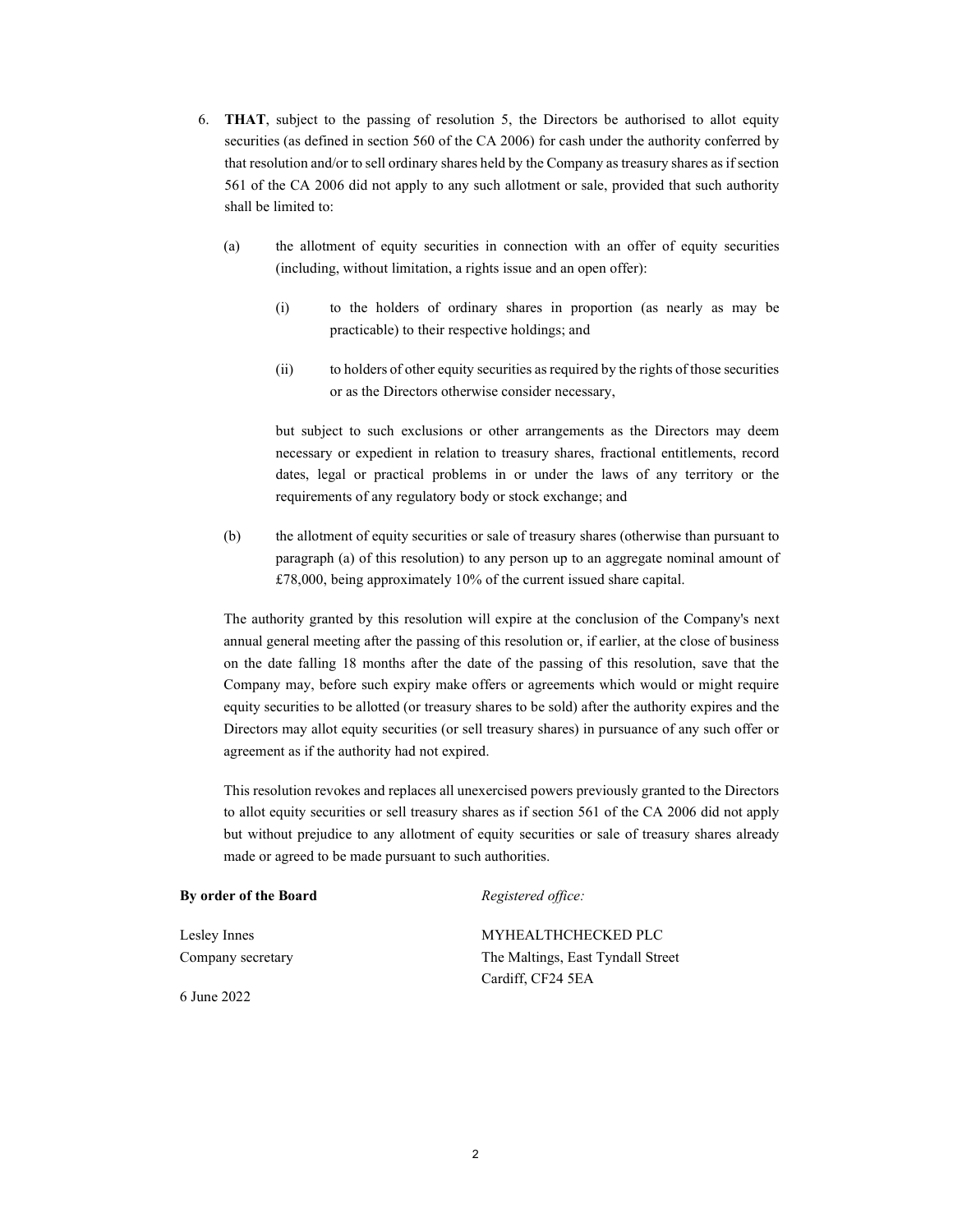6. **THAT**, subject to the passing of resolution 5, the Directors be authorised to allot equity securities (as defined in section 560 of the CA 2006) for cash under the authority conferred by that resolution and/or to sell ordinary shares held by the Company as treasury shares as if section 561 of the CA 2006 did not apply to any such allotment or sale, provided that such authority shall be limited to:

   (a) the allotment of equity securities in connection with an offer of equity securities (including, without limitation, a rights issue and an open offer):

      (i) to the holders of ordinary shares in proportion (as nearly as may be practicable) to their respective holdings; and

      (ii) to holders of other equity securities as required by the rights of those securities or as the Directors otherwise consider necessary,

   but subject to such exclusions or other arrangements as the Directors may deem necessary or expedient in relation to treasury shares, fractional entitlements, record dates, legal or practical problems in or under the laws of any territory or the requirements of any regulatory body or stock exchange; and

   (b) the allotment of equity securities or sale of treasury shares (otherwise than pursuant to paragraph (a) of this resolution) to any person up to an aggregate nominal amount of £78,000, being approximately 10% of the current issued share capital.

   The authority granted by this resolution will expire at the conclusion of the Company's next annual general meeting after the passing of this resolution or, if earlier, at the close of business on the date falling 18 months after the date of the passing of this resolution, save that the Company may, before such expiry make offers or agreements which would or might require equity securities to be allotted (or treasury shares to be sold) after the authority expires and the Directors may allot equity securities (or sell treasury shares) in pursuance of any such offer or agreement as if the authority had not expired.

   This resolution revokes and replaces all unexercised powers previously granted to the Directors to allot equity securities or sell treasury shares as if section 561 of the CA 2006 did not apply but without prejudice to any allotment of equity securities or sale of treasury shares already made or agreed to be made pursuant to such authorities.

**By order of the Board**

Lesley Innes
Company secretary

6 June 2022

*Registered office:*

MYHEALTHCHECKED PLC
The Maltings, East Tyndall Street
Cardiff, CF24 5EA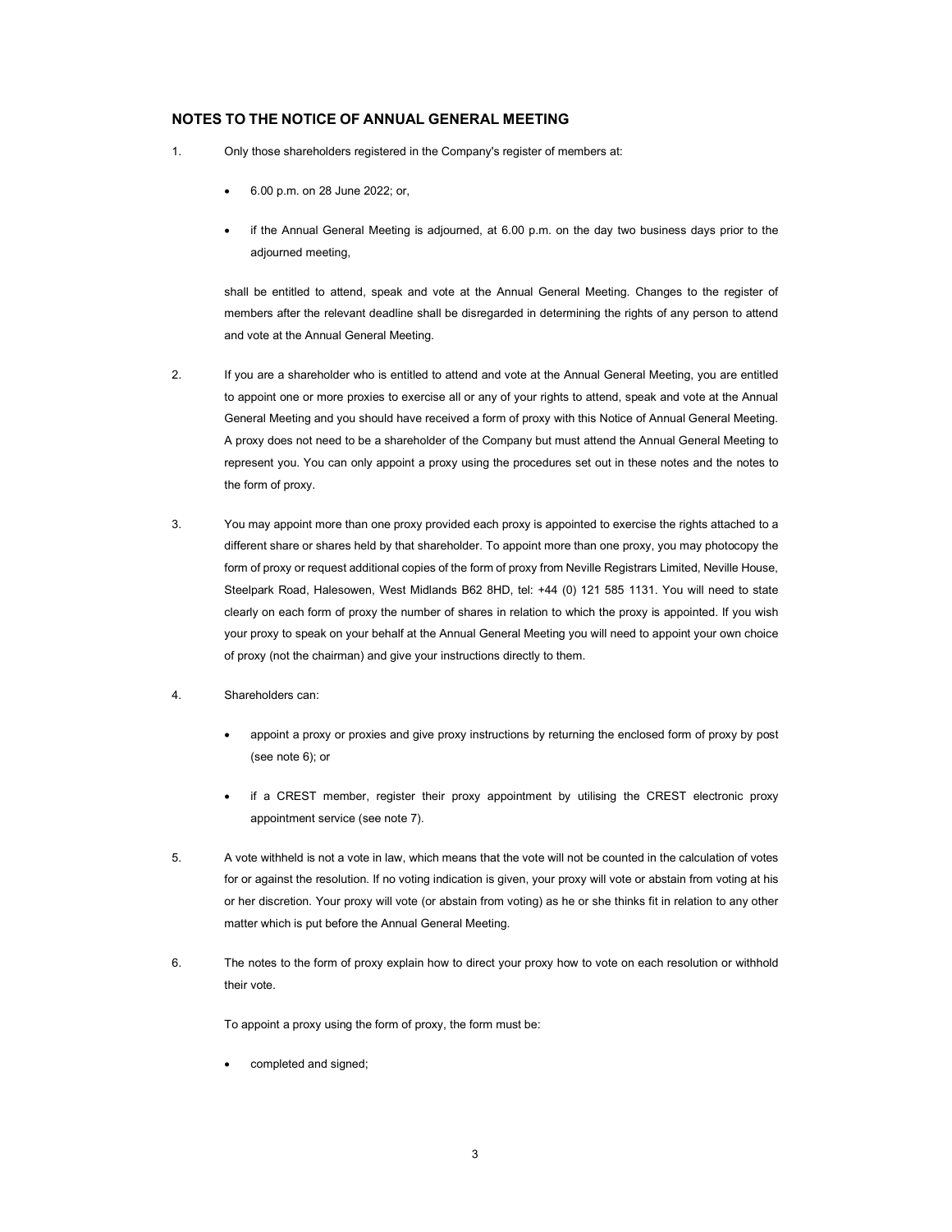## NOTES TO THE NOTICE OF ANNUAL GENERAL MEETING

1. Only those shareholders registered in the Company's register of members at:

   - 6.00 p.m. on 28 June 2022; or,
   - if the Annual General Meeting is adjourned, at 6.00 p.m. on the day two business days prior to the adjourned meeting,

   shall be entitled to attend, speak and vote at the Annual General Meeting. Changes to the register of members after the relevant deadline shall be disregarded in determining the rights of any person to attend and vote at the Annual General Meeting.

2. If you are a shareholder who is entitled to attend and vote at the Annual General Meeting, you are entitled to appoint one or more proxies to exercise all or any of your rights to attend, speak and vote at the Annual General Meeting and you should have received a form of proxy with this Notice of Annual General Meeting. A proxy does not need to be a shareholder of the Company but must attend the Annual General Meeting to represent you. You can only appoint a proxy using the procedures set out in these notes and the notes to the form of proxy.

3. You may appoint more than one proxy provided each proxy is appointed to exercise the rights attached to a different share or shares held by that shareholder. To appoint more than one proxy, you may photocopy the form of proxy or request additional copies of the form of proxy from Neville Registrars Limited, Neville House, Steelpark Road, Halesowen, West Midlands B62 8HD, tel: +44 (0) 121 585 1131. You will need to state clearly on each form of proxy the number of shares in relation to which the proxy is appointed. If you wish your proxy to speak on your behalf at the Annual General Meeting you will need to appoint your own choice of proxy (not the chairman) and give your instructions directly to them.

4. Shareholders can:

   - appoint a proxy or proxies and give proxy instructions by returning the enclosed form of proxy by post (see note 6); or
   - if a CREST member, register their proxy appointment by utilising the CREST electronic proxy appointment service (see note 7).

5. A vote withheld is not a vote in law, which means that the vote will not be counted in the calculation of votes for or against the resolution. If no voting indication is given, your proxy will vote or abstain from voting at his or her discretion. Your proxy will vote (or abstain from voting) as he or she thinks fit in relation to any other matter which is put before the Annual General Meeting.

6. The notes to the form of proxy explain how to direct your proxy how to vote on each resolution or withhold their vote.

   To appoint a proxy using the form of proxy, the form must be:

   - completed and signed;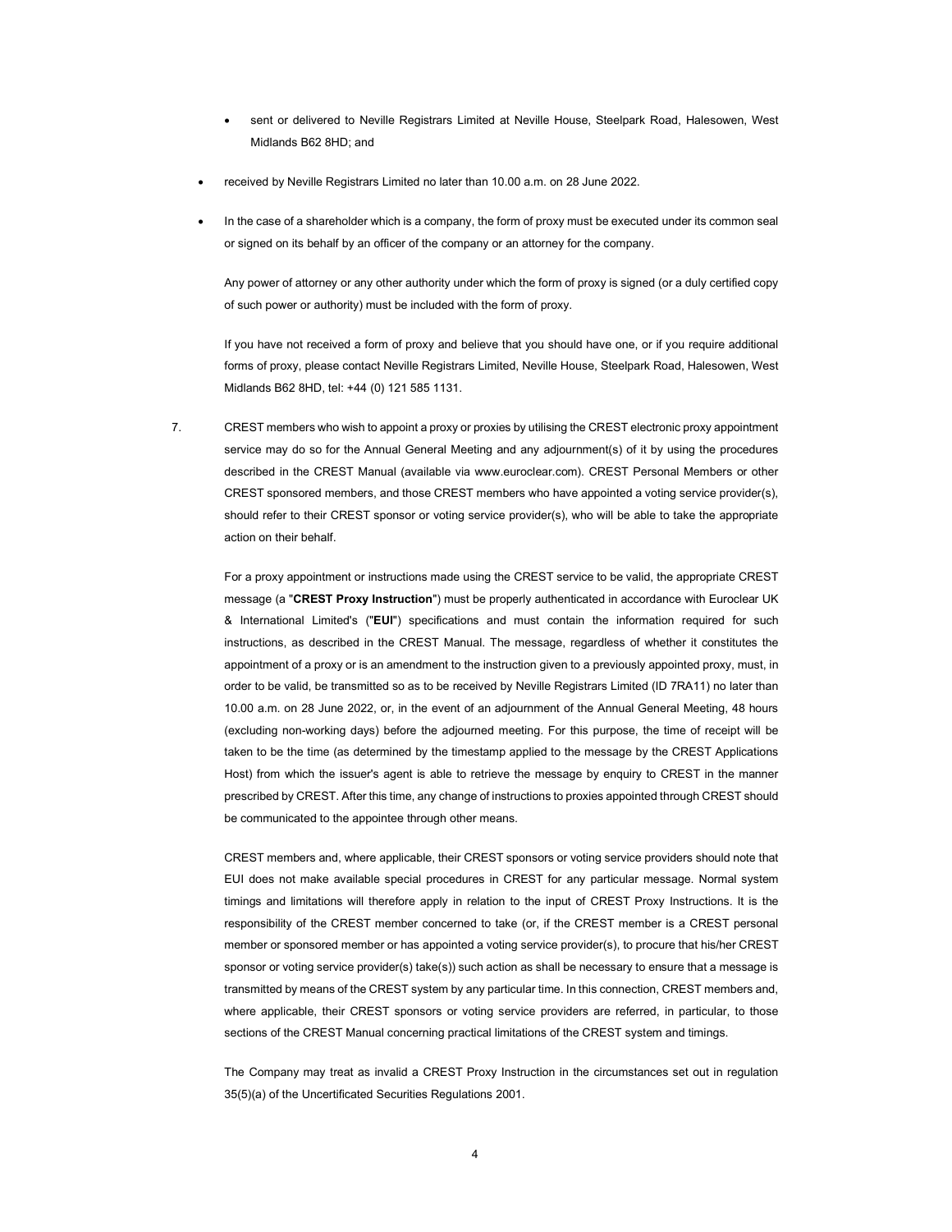- sent or delivered to Neville Registrars Limited at Neville House, Steelpark Road, Halesowen, West Midlands B62 8HD; and

- received by Neville Registrars Limited no later than 10.00 a.m. on 28 June 2022.

- In the case of a shareholder which is a company, the form of proxy must be executed under its common seal or signed on its behalf by an officer of the company or an attorney for the company.

  Any power of attorney or any other authority under which the form of proxy is signed (or a duly certified copy of such power or authority) must be included with the form of proxy.

  If you have not received a form of proxy and believe that you should have one, or if you require additional forms of proxy, please contact Neville Registrars Limited, Neville House, Steelpark Road, Halesowen, West Midlands B62 8HD, tel: +44 (0) 121 585 1131.

7. CREST members who wish to appoint a proxy or proxies by utilising the CREST electronic proxy appointment service may do so for the Annual General Meeting and any adjournment(s) of it by using the procedures described in the CREST Manual (available via www.euroclear.com). CREST Personal Members or other CREST sponsored members, and those CREST members who have appointed a voting service provider(s), should refer to their CREST sponsor or voting service provider(s), who will be able to take the appropriate action on their behalf.

   For a proxy appointment or instructions made using the CREST service to be valid, the appropriate CREST message (a "**CREST Proxy Instruction**") must be properly authenticated in accordance with Euroclear UK & International Limited's ("**EUI**") specifications and must contain the information required for such instructions, as described in the CREST Manual. The message, regardless of whether it constitutes the appointment of a proxy or is an amendment to the instruction given to a previously appointed proxy, must, in order to be valid, be transmitted so as to be received by Neville Registrars Limited (ID 7RA11) no later than 10.00 a.m. on 28 June 2022, or, in the event of an adjournment of the Annual General Meeting, 48 hours (excluding non-working days) before the adjourned meeting. For this purpose, the time of receipt will be taken to be the time (as determined by the timestamp applied to the message by the CREST Applications Host) from which the issuer's agent is able to retrieve the message by enquiry to CREST in the manner prescribed by CREST. After this time, any change of instructions to proxies appointed through CREST should be communicated to the appointee through other means.

   CREST members and, where applicable, their CREST sponsors or voting service providers should note that EUI does not make available special procedures in CREST for any particular message. Normal system timings and limitations will therefore apply in relation to the input of CREST Proxy Instructions. It is the responsibility of the CREST member concerned to take (or, if the CREST member is a CREST personal member or sponsored member or has appointed a voting service provider(s), to procure that his/her CREST sponsor or voting service provider(s) take(s)) such action as shall be necessary to ensure that a message is transmitted by means of the CREST system by any particular time. In this connection, CREST members and, where applicable, their CREST sponsors or voting service providers are referred, in particular, to those sections of the CREST Manual concerning practical limitations of the CREST system and timings.

   The Company may treat as invalid a CREST Proxy Instruction in the circumstances set out in regulation 35(5)(a) of the Uncertificated Securities Regulations 2001.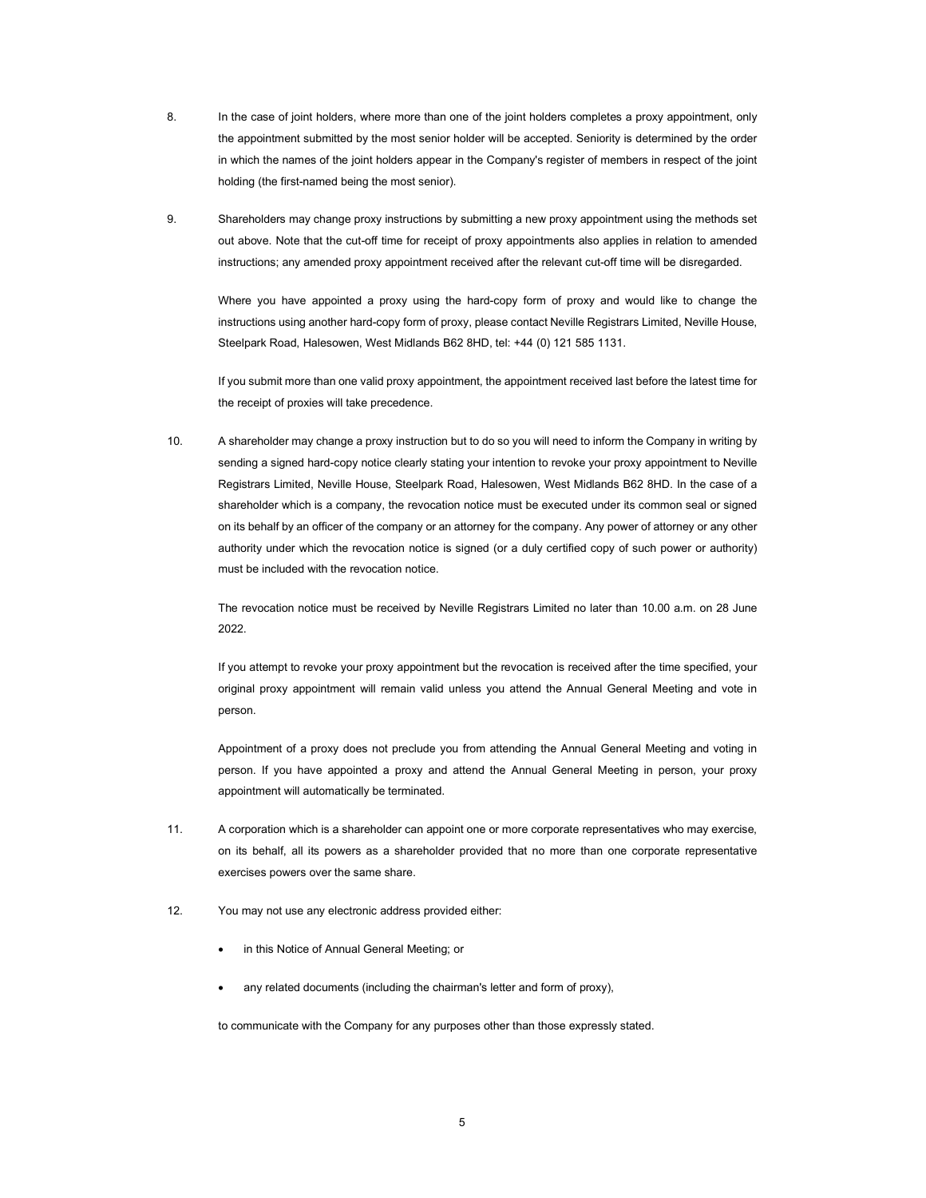8. In the case of joint holders, where more than one of the joint holders completes a proxy appointment, only the appointment submitted by the most senior holder will be accepted. Seniority is determined by the order in which the names of the joint holders appear in the Company's register of members in respect of the joint holding (the first-named being the most senior).

9. Shareholders may change proxy instructions by submitting a new proxy appointment using the methods set out above. Note that the cut-off time for receipt of proxy appointments also applies in relation to amended instructions; any amended proxy appointment received after the relevant cut-off time will be disregarded.

   Where you have appointed a proxy using the hard-copy form of proxy and would like to change the instructions using another hard-copy form of proxy, please contact Neville Registrars Limited, Neville House, Steelpark Road, Halesowen, West Midlands B62 8HD, tel: +44 (0) 121 585 1131.

   If you submit more than one valid proxy appointment, the appointment received last before the latest time for the receipt of proxies will take precedence.

10. A shareholder may change a proxy instruction but to do so you will need to inform the Company in writing by sending a signed hard-copy notice clearly stating your intention to revoke your proxy appointment to Neville Registrars Limited, Neville House, Steelpark Road, Halesowen, West Midlands B62 8HD. In the case of a shareholder which is a company, the revocation notice must be executed under its common seal or signed on its behalf by an officer of the company or an attorney for the company. Any power of attorney or any other authority under which the revocation notice is signed (or a duly certified copy of such power or authority) must be included with the revocation notice.

    The revocation notice must be received by Neville Registrars Limited no later than 10.00 a.m. on 28 June 2022.

    If you attempt to revoke your proxy appointment but the revocation is received after the time specified, your original proxy appointment will remain valid unless you attend the Annual General Meeting and vote in person.

    Appointment of a proxy does not preclude you from attending the Annual General Meeting and voting in person. If you have appointed a proxy and attend the Annual General Meeting in person, your proxy appointment will automatically be terminated.

11. A corporation which is a shareholder can appoint one or more corporate representatives who may exercise, on its behalf, all its powers as a shareholder provided that no more than one corporate representative exercises powers over the same share.

12. You may not use any electronic address provided either:

    - in this Notice of Annual General Meeting; or
    - any related documents (including the chairman's letter and form of proxy),

    to communicate with the Company for any purposes other than those expressly stated.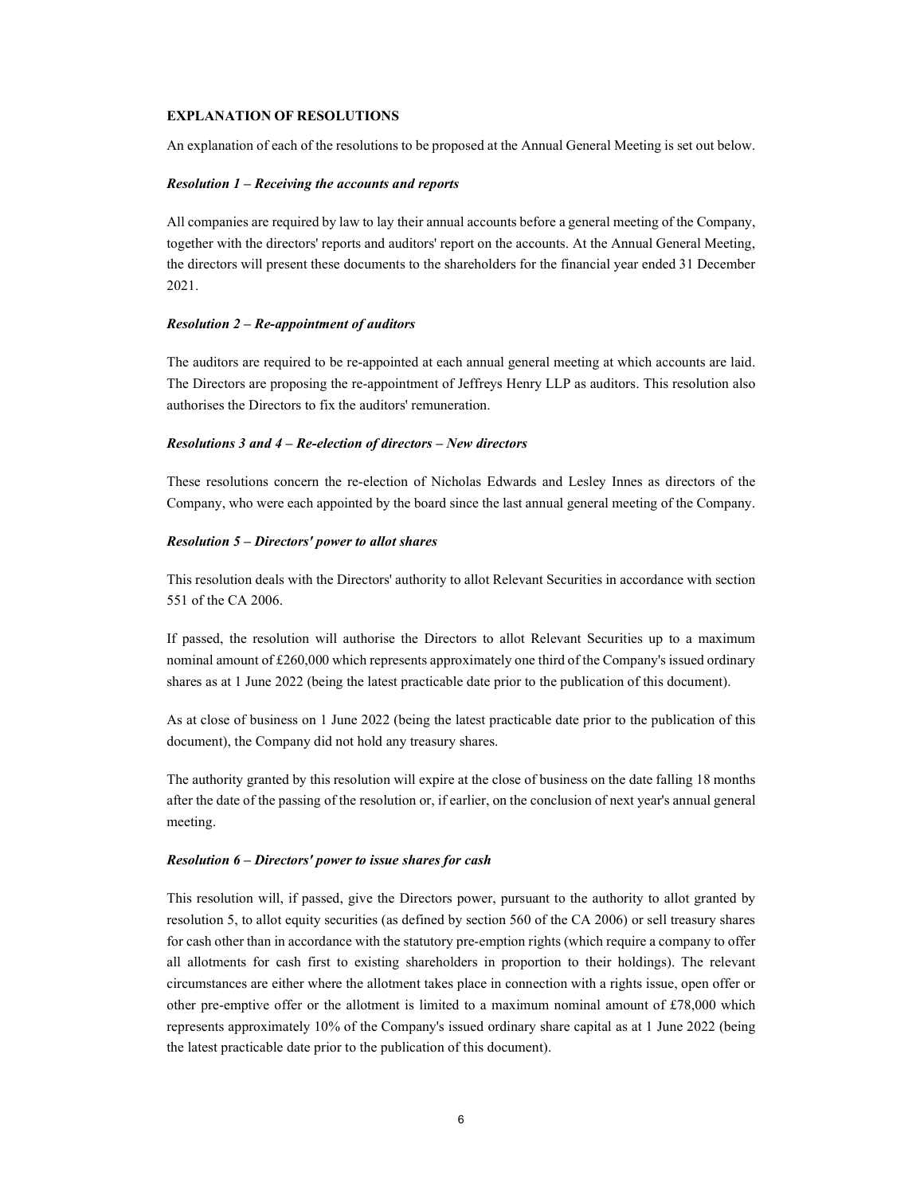## EXPLANATION OF RESOLUTIONS

An explanation of each of the resolutions to be proposed at the Annual General Meeting is set out below.

### *Resolution 1 – Receiving the accounts and reports*

All companies are required by law to lay their annual accounts before a general meeting of the Company, together with the directors' reports and auditors' report on the accounts. At the Annual General Meeting, the directors will present these documents to the shareholders for the financial year ended 31 December 2021.

### *Resolution 2 – Re-appointment of auditors*

The auditors are required to be re-appointed at each annual general meeting at which accounts are laid. The Directors are proposing the re-appointment of Jeffreys Henry LLP as auditors. This resolution also authorises the Directors to fix the auditors' remuneration.

### *Resolutions 3 and 4 – Re-election of directors – New directors*

These resolutions concern the re-election of Nicholas Edwards and Lesley Innes as directors of the Company, who were each appointed by the board since the last annual general meeting of the Company.

### *Resolution 5 – Directors' power to allot shares*

This resolution deals with the Directors' authority to allot Relevant Securities in accordance with section 551 of the CA 2006.

If passed, the resolution will authorise the Directors to allot Relevant Securities up to a maximum nominal amount of £260,000 which represents approximately one third of the Company's issued ordinary shares as at 1 June 2022 (being the latest practicable date prior to the publication of this document).

As at close of business on 1 June 2022 (being the latest practicable date prior to the publication of this document), the Company did not hold any treasury shares.

The authority granted by this resolution will expire at the close of business on the date falling 18 months after the date of the passing of the resolution or, if earlier, on the conclusion of next year's annual general meeting.

### *Resolution 6 – Directors' power to issue shares for cash*

This resolution will, if passed, give the Directors power, pursuant to the authority to allot granted by resolution 5, to allot equity securities (as defined by section 560 of the CA 2006) or sell treasury shares for cash other than in accordance with the statutory pre-emption rights (which require a company to offer all allotments for cash first to existing shareholders in proportion to their holdings). The relevant circumstances are either where the allotment takes place in connection with a rights issue, open offer or other pre-emptive offer or the allotment is limited to a maximum nominal amount of £78,000 which represents approximately 10% of the Company's issued ordinary share capital as at 1 June 2022 (being the latest practicable date prior to the publication of this document).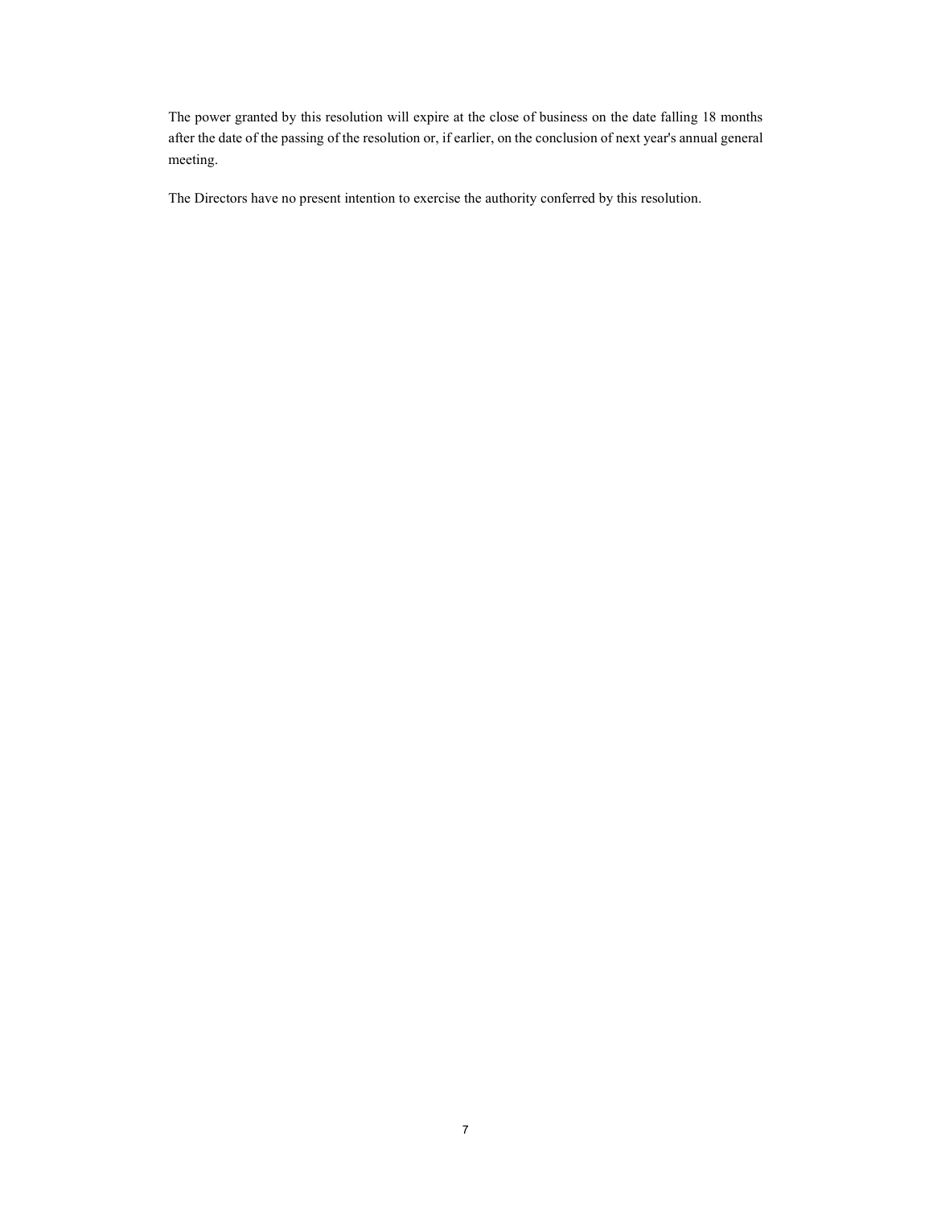The power granted by this resolution will expire at the close of business on the date falling 18 months after the date of the passing of the resolution or, if earlier, on the conclusion of next year's annual general meeting.

The Directors have no present intention to exercise the authority conferred by this resolution.